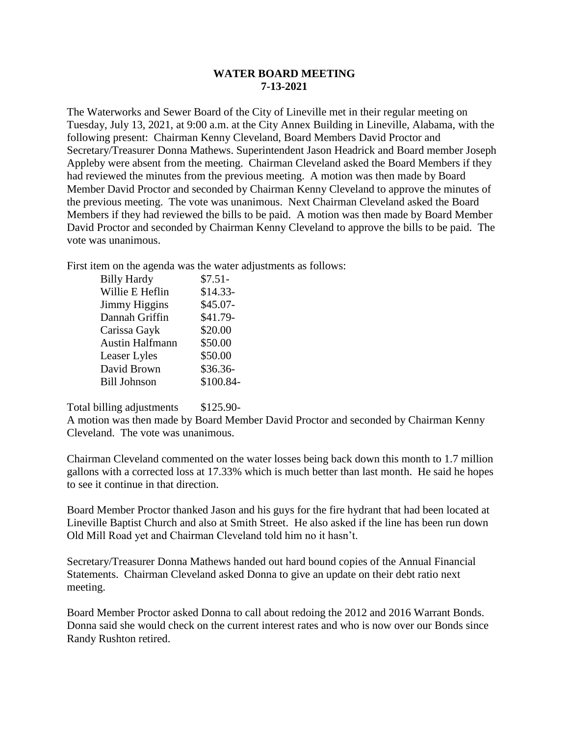**WATER BOARD MEETING**
**7-13-2021**

The Waterworks and Sewer Board of the City of Lineville met in their regular meeting on Tuesday, July 13, 2021, at 9:00 a.m. at the City Annex Building in Lineville, Alabama, with the following present: Chairman Kenny Cleveland, Board Members David Proctor and Secretary/Treasurer Donna Mathews. Superintendent Jason Headrick and Board member Joseph Appleby were absent from the meeting. Chairman Cleveland asked the Board Members if they had reviewed the minutes from the previous meeting. A motion was then made by Board Member David Proctor and seconded by Chairman Kenny Cleveland to approve the minutes of the previous meeting. The vote was unanimous. Next Chairman Cleveland asked the Board Members if they had reviewed the bills to be paid. A motion was then made by Board Member David Proctor and seconded by Chairman Kenny Cleveland to approve the bills to be paid. The vote was unanimous.

First item on the agenda was the water adjustments as follows:

| | |
|---|---|
| Billy Hardy | $7.51- |
| Willie E Heflin | $14.33- |
| Jimmy Higgins | $45.07- |
| Dannah Griffin | $41.79- |
| Carissa Gayk | $20.00 |
| Austin Halfmann | $50.00 |
| Leaser Lyles | $50.00 |
| David Brown | $36.36- |
| Bill Johnson | $100.84- |

Total billing adjustments $125.90-

A motion was then made by Board Member David Proctor and seconded by Chairman Kenny Cleveland. The vote was unanimous.

Chairman Cleveland commented on the water losses being back down this month to 1.7 million gallons with a corrected loss at 17.33% which is much better than last month. He said he hopes to see it continue in that direction.

Board Member Proctor thanked Jason and his guys for the fire hydrant that had been located at Lineville Baptist Church and also at Smith Street. He also asked if the line has been run down Old Mill Road yet and Chairman Cleveland told him no it hasn't.

Secretary/Treasurer Donna Mathews handed out hard bound copies of the Annual Financial Statements. Chairman Cleveland asked Donna to give an update on their debt ratio next meeting.

Board Member Proctor asked Donna to call about redoing the 2012 and 2016 Warrant Bonds. Donna said she would check on the current interest rates and who is now over our Bonds since Randy Rushton retired.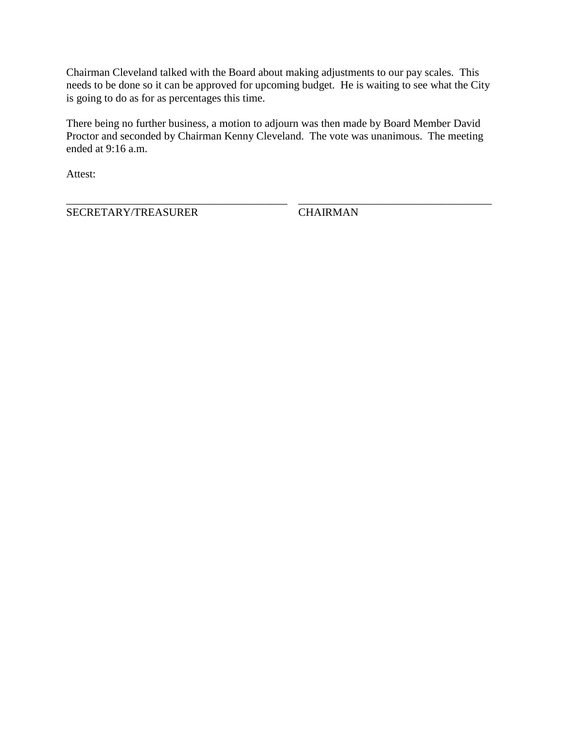Chairman Cleveland talked with the Board about making adjustments to our pay scales. This needs to be done so it can be approved for upcoming budget. He is waiting to see what the City is going to do as for as percentages this time.

There being no further business, a motion to adjourn was then made by Board Member David Proctor and seconded by Chairman Kenny Cleveland. The vote was unanimous. The meeting ended at 9:16 a.m.

Attest:

| | |
|---|---|
| ________________________________________ | ____________________________________ |
| SECRETARY/TREASURER | CHAIRMAN |